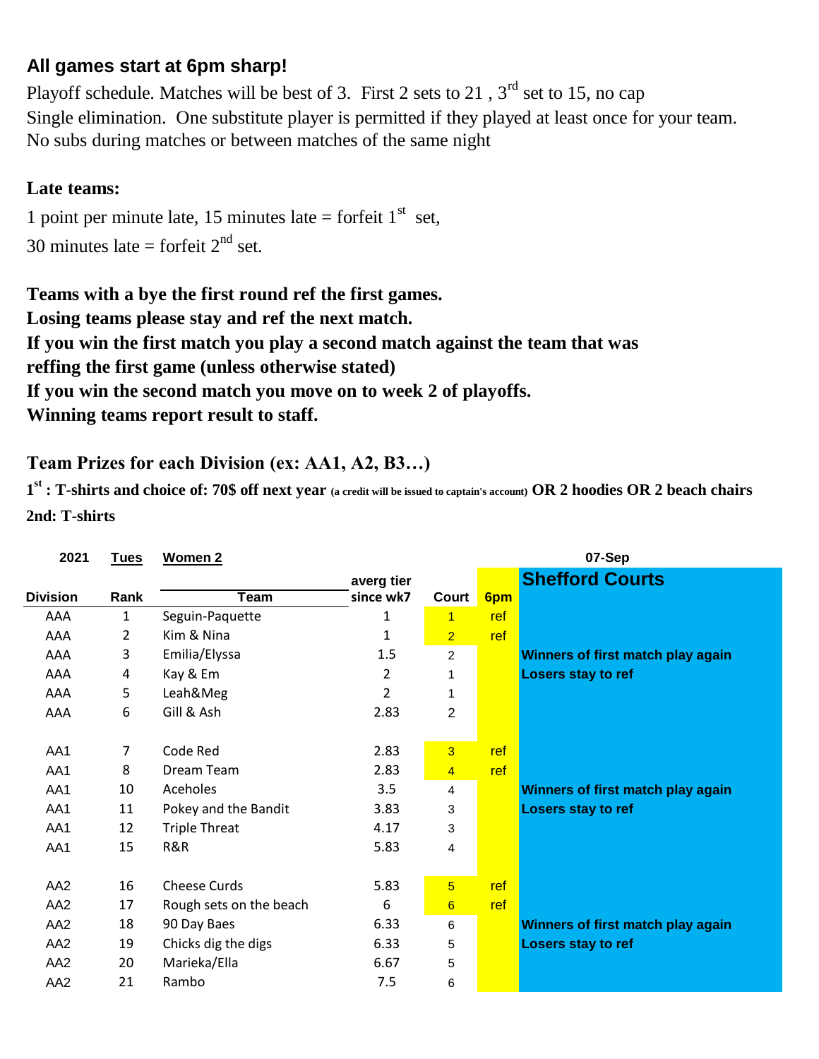**All games start at 6pm sharp!**

Playoff schedule. Matches will be best of 3. First 2 sets to 21 , 3rd set to 15, no cap
Single elimination. One substitute player is permitted if they played at least once for your team.
No subs during matches or between matches of the same night

**Late teams:**

1 point per minute late, 15 minutes late = forfeit 1st set,
30 minutes late = forfeit 2nd set.

**Teams with a bye the first round ref the first games.**
**Losing teams please stay and ref the next match.**
**If you win the first match you play a second match against the team that was reffing the first game (unless otherwise stated)**
**If you win the second match you move on to week 2 of playoffs.**
**Winning teams report result to staff.**

**Team Prizes for each Division (ex: AA1, A2, B3…)**

**1st : T-shirts and choice of: 70$ off next year** (a credit will be issued to captain's account) **OR 2 hoodies OR 2 beach chairs**
**2nd: T-shirts**

| 2021 | Tues | Women 2 | | | | 07-Sep |
|---|---|---|---|---|---|---|
| **Division** | **Rank** | **Team** | **averg tier since wk7** | **Court** | **6pm** | **Shefford Courts** |
| AAA | 1 | Seguin-Paquette | 1 | 1 | ref | |
| AAA | 2 | Kim & Nina | 1 | 2 | ref | |
| AAA | 3 | Emilia/Elyssa | 1.5 | 2 | | **Winners of first match play again** |
| AAA | 4 | Kay & Em | 2 | 1 | | **Losers stay to ref** |
| AAA | 5 | Leah&Meg | 2 | 1 | | |
| AAA | 6 | Gill & Ash | 2.83 | 2 | | |
| | | | | | | |
| AA1 | 7 | Code Red | 2.83 | 3 | ref | |
| AA1 | 8 | Dream Team | 2.83 | 4 | ref | |
| AA1 | 10 | Aceholes | 3.5 | 4 | | **Winners of first match play again** |
| AA1 | 11 | Pokey and the Bandit | 3.83 | 3 | | **Losers stay to ref** |
| AA1 | 12 | Triple Threat | 4.17 | 3 | | |
| AA1 | 15 | R&R | 5.83 | 4 | | |
| | | | | | | |
| AA2 | 16 | Cheese Curds | 5.83 | 5 | ref | |
| AA2 | 17 | Rough sets on the beach | 6 | 6 | ref | |
| AA2 | 18 | 90 Day Baes | 6.33 | 6 | | **Winners of first match play again** |
| AA2 | 19 | Chicks dig the digs | 6.33 | 5 | | **Losers stay to ref** |
| AA2 | 20 | Marieka/Ella | 6.67 | 5 | | |
| AA2 | 21 | Rambo | 7.5 | 6 | | |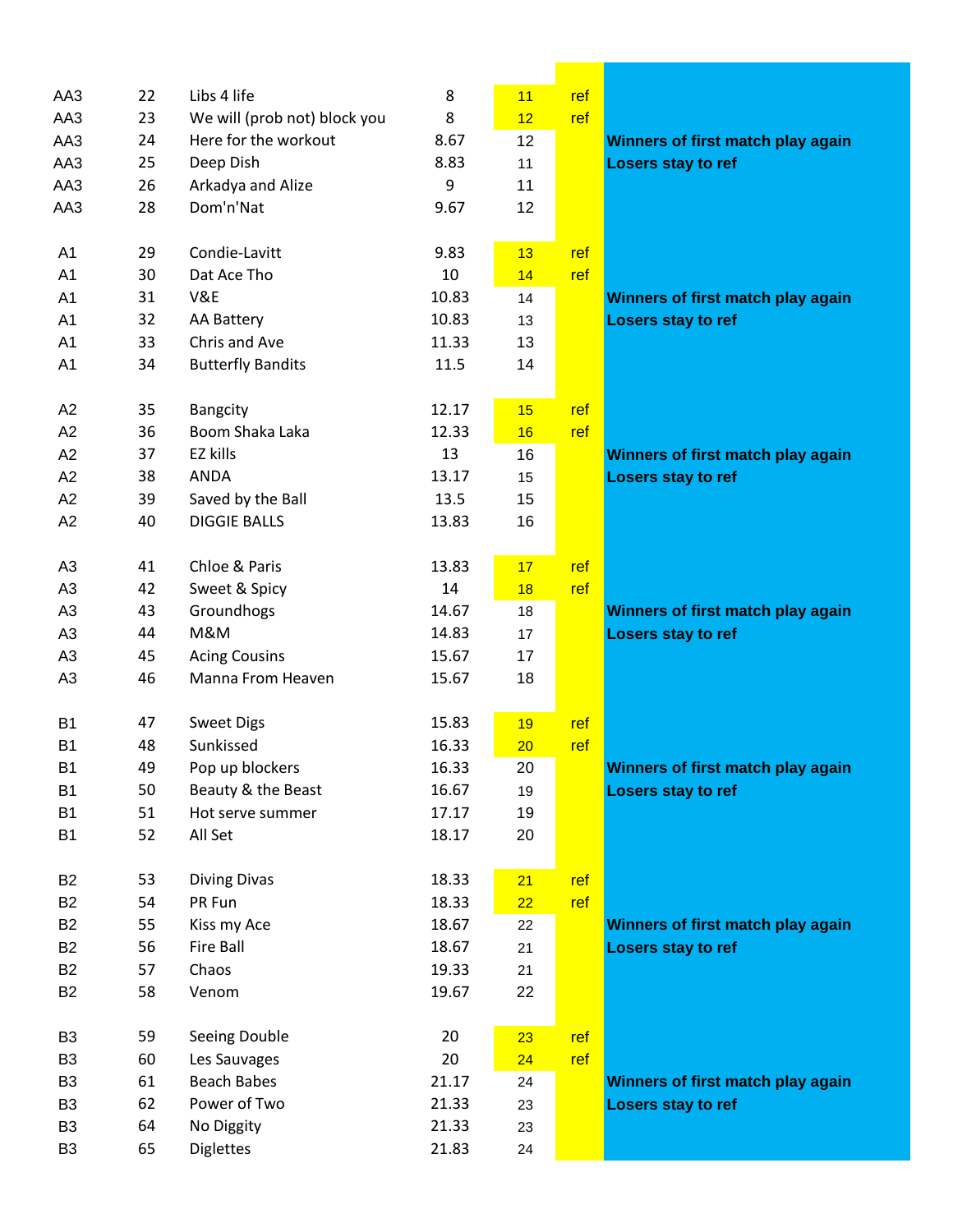| | | | | | | |
|---|---|---|---|---|---|---|
| AA3 | 22 | Libs 4 life | 8 | 11 | ref | |
| AA3 | 23 | We will (prob not) block you | 8 | 12 | ref | |
| AA3 | 24 | Here for the workout | 8.67 | 12 | | **Winners of first match play again** |
| AA3 | 25 | Deep Dish | 8.83 | 11 | | **Losers stay to ref** |
| AA3 | 26 | Arkadya and Alize | 9 | 11 | | |
| AA3 | 28 | Dom'n'Nat | 9.67 | 12 | | |
| | | | | | | |
| A1 | 29 | Condie-Lavitt | 9.83 | 13 | ref | |
| A1 | 30 | Dat Ace Tho | 10 | 14 | ref | |
| A1 | 31 | V&E | 10.83 | 14 | | **Winners of first match play again** |
| A1 | 32 | AA Battery | 10.83 | 13 | | **Losers stay to ref** |
| A1 | 33 | Chris and Ave | 11.33 | 13 | | |
| A1 | 34 | Butterfly Bandits | 11.5 | 14 | | |
| | | | | | | |
| A2 | 35 | Bangcity | 12.17 | 15 | ref | |
| A2 | 36 | Boom Shaka Laka | 12.33 | 16 | ref | |
| A2 | 37 | EZ kills | 13 | 16 | | **Winners of first match play again** |
| A2 | 38 | ANDA | 13.17 | 15 | | **Losers stay to ref** |
| A2 | 39 | Saved by the Ball | 13.5 | 15 | | |
| A2 | 40 | DIGGIE BALLS | 13.83 | 16 | | |
| | | | | | | |
| A3 | 41 | Chloe & Paris | 13.83 | 17 | ref | |
| A3 | 42 | Sweet & Spicy | 14 | 18 | ref | |
| A3 | 43 | Groundhogs | 14.67 | 18 | | **Winners of first match play again** |
| A3 | 44 | M&M | 14.83 | 17 | | **Losers stay to ref** |
| A3 | 45 | Acing Cousins | 15.67 | 17 | | |
| A3 | 46 | Manna From Heaven | 15.67 | 18 | | |
| | | | | | | |
| B1 | 47 | Sweet Digs | 15.83 | 19 | ref | |
| B1 | 48 | Sunkissed | 16.33 | 20 | ref | |
| B1 | 49 | Pop up blockers | 16.33 | 20 | | **Winners of first match play again** |
| B1 | 50 | Beauty & the Beast | 16.67 | 19 | | **Losers stay to ref** |
| B1 | 51 | Hot serve summer | 17.17 | 19 | | |
| B1 | 52 | All Set | 18.17 | 20 | | |
| | | | | | | |
| B2 | 53 | Diving Divas | 18.33 | 21 | ref | |
| B2 | 54 | PR Fun | 18.33 | 22 | ref | |
| B2 | 55 | Kiss my Ace | 18.67 | 22 | | **Winners of first match play again** |
| B2 | 56 | Fire Ball | 18.67 | 21 | | **Losers stay to ref** |
| B2 | 57 | Chaos | 19.33 | 21 | | |
| B2 | 58 | Venom | 19.67 | 22 | | |
| | | | | | | |
| B3 | 59 | Seeing Double | 20 | 23 | ref | |
| B3 | 60 | Les Sauvages | 20 | 24 | ref | |
| B3 | 61 | Beach Babes | 21.17 | 24 | | **Winners of first match play again** |
| B3 | 62 | Power of Two | 21.33 | 23 | | **Losers stay to ref** |
| B3 | 64 | No Diggity | 21.33 | 23 | | |
| B3 | 65 | Diglettes | 21.83 | 24 | | |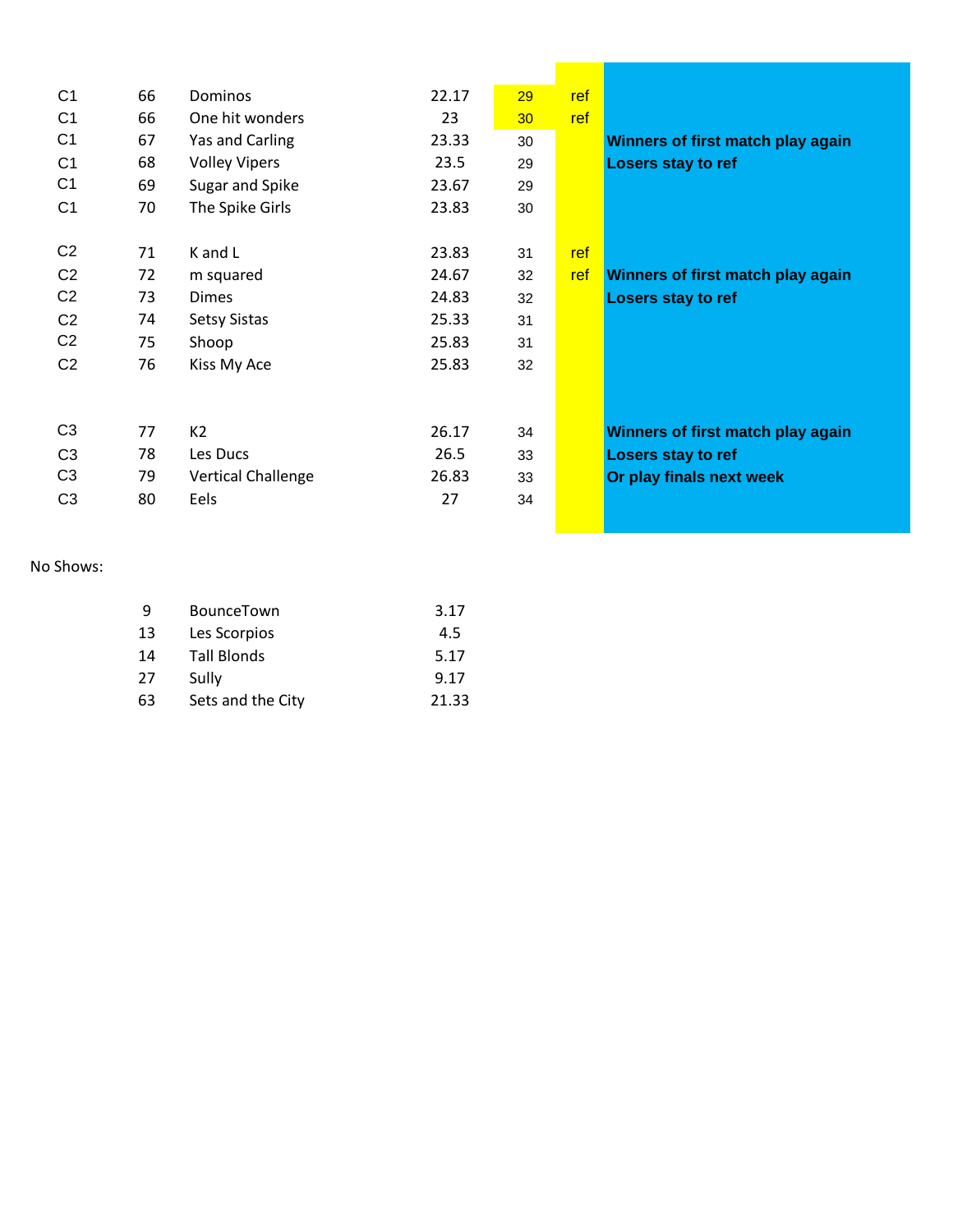| | | | | | | |
|---|---|---|---|---|---|---|
| C1 | 66 | Dominos | 22.17 | 29 | ref | |
| C1 | 66 | One hit wonders | 23 | 30 | ref | |
| C1 | 67 | Yas and Carling | 23.33 | 30 | | **Winners of first match play again** |
| C1 | 68 | Volley Vipers | 23.5 | 29 | | **Losers stay to ref** |
| C1 | 69 | Sugar and Spike | 23.67 | 29 | | |
| C1 | 70 | The Spike Girls | 23.83 | 30 | | |
| | | | | | | |
| C2 | 71 | K and L | 23.83 | 31 | ref | |
| C2 | 72 | m squared | 24.67 | 32 | ref | **Winners of first match play again** |
| C2 | 73 | Dimes | 24.83 | 32 | | **Losers stay to ref** |
| C2 | 74 | Setsy Sistas | 25.33 | 31 | | |
| C2 | 75 | Shoop | 25.83 | 31 | | |
| C2 | 76 | Kiss My Ace | 25.83 | 32 | | |
| | | | | | | |
| C3 | 77 | K2 | 26.17 | 34 | | **Winners of first match play again** |
| C3 | 78 | Les Ducs | 26.5 | 33 | | **Losers stay to ref** |
| C3 | 79 | Vertical Challenge | 26.83 | 33 | | **Or play finals next week** |
| C3 | 80 | Eels | 27 | 34 | | |

No Shows:

| | | |
|---|---|---|
| 9 | BounceTown | 3.17 |
| 13 | Les Scorpios | 4.5 |
| 14 | Tall Blonds | 5.17 |
| 27 | Sully | 9.17 |
| 63 | Sets and the City | 21.33 |